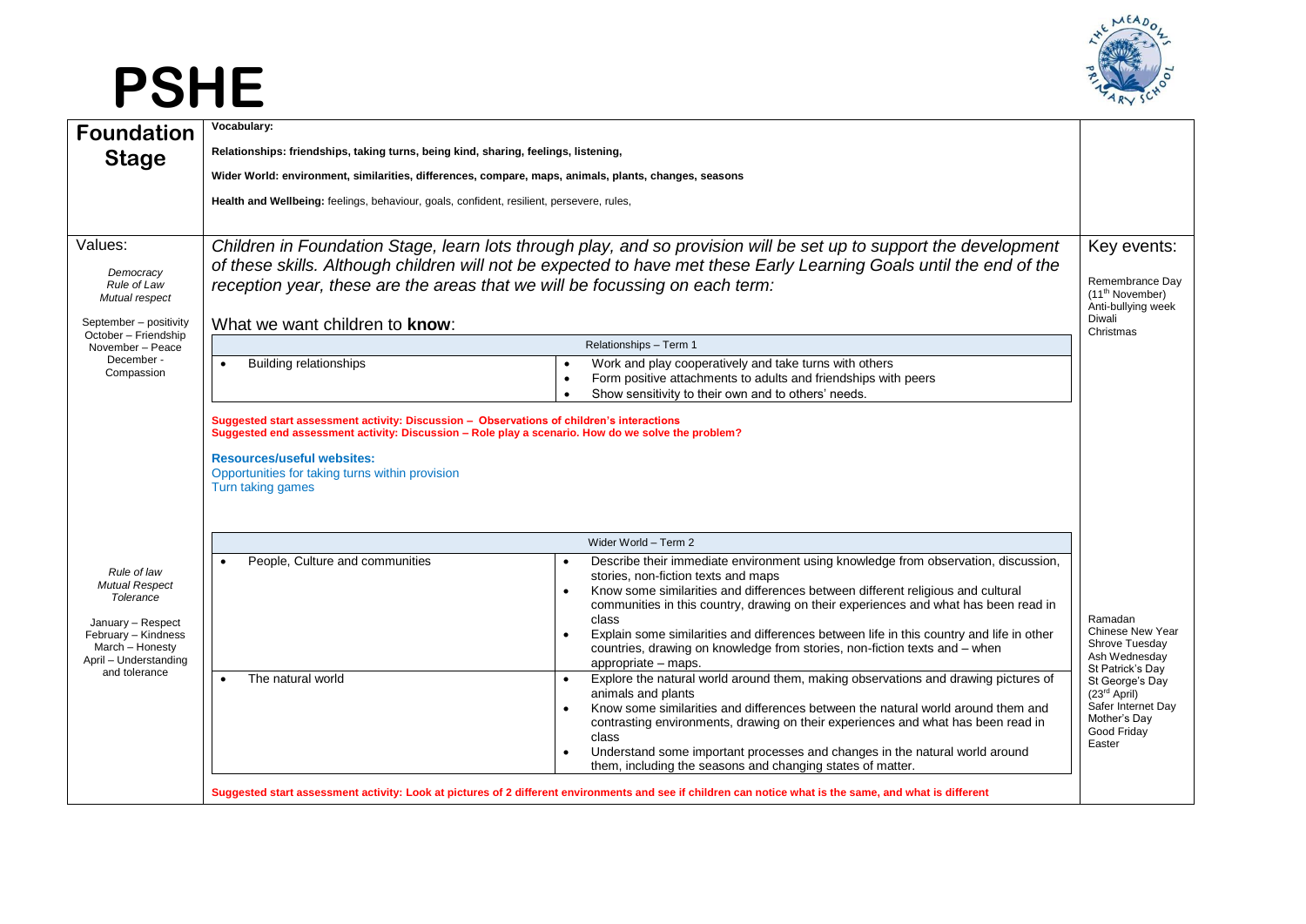# PSHE

## Foundation Stage

**Vocabulary:**

**Relationships: friendships, taking turns, being kind, sharing, feelings, listening,**

**Wider World: environment, similarities, differences, compare, maps, animals, plants, changes, seasons**

**Health and Wellbeing:** feelings, behaviour, goals, confident, resilient, persevere, rules,

---

**Values:**

*Democracy*
*Rule of Law*
*Mutual respect*

September – positivity
October – Friendship
November – Peace
December - Compassion

*Children in Foundation Stage, learn lots through play, and so provision will be set up to support the development of these skills. Although children will not be expected to have met these Early Learning Goals until the end of the reception year, these are the areas that we will be focussing on each term:*

What we want children to **know**:

| Relationships – Term 1 | |
|---|---|
| • Building relationships | • Work and play cooperatively and take turns with others<br>• Form positive attachments to adults and friendships with peers<br>• Show sensitivity to their own and to others' needs. |

**Suggested start assessment activity: Discussion – Observations of children's interactions**
**Suggested end assessment activity: Discussion – Role play a scenario. How do we solve the problem?**

**Resources/useful websites:**
Opportunities for taking turns within provision
Turn taking games

**Key events:**

Remembrance Day (11th November)
Anti-bullying week
Diwali
Christmas

---

*Rule of law*
*Mutual Respect*
*Tolerance*

January – Respect
February – Kindness
March – Honesty
April – Understanding and tolerance

| Wider World – Term 2 | |
|---|---|
| • People, Culture and communities | • Describe their immediate environment using knowledge from observation, discussion, stories, non-fiction texts and maps<br>• Know some similarities and differences between different religious and cultural communities in this country, drawing on their experiences and what has been read in class<br>• Explain some similarities and differences between life in this country and life in other countries, drawing on knowledge from stories, non-fiction texts and – when appropriate – maps. |
| • The natural world | • Explore the natural world around them, making observations and drawing pictures of animals and plants<br>• Know some similarities and differences between the natural world around them and contrasting environments, drawing on their experiences and what has been read in class<br>• Understand some important processes and changes in the natural world around them, including the seasons and changing states of matter. |

**Suggested start assessment activity: Look at pictures of 2 different environments and see if children can notice what is the same, and what is different**

Ramadan
Chinese New Year
Shrove Tuesday
Ash Wednesday
St Patrick's Day
St George's Day (23rd April)
Safer Internet Day
Mother's Day
Good Friday
Easter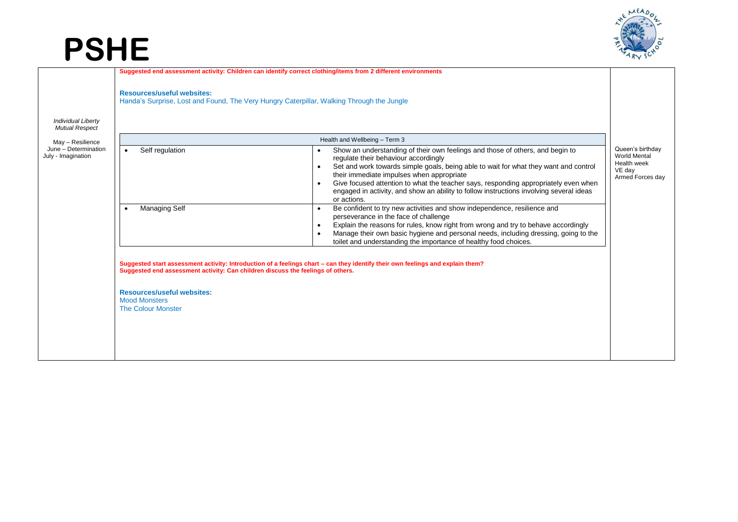# PSHE

| | | |
|---|---|---|
| *Individual Liberty* *Mutual Respect* May – Resilience June – Determination July - Imagination | **Suggested end assessment activity: Children can identify correct clothing/items from 2 different environments** **Resources/useful websites:** Handa's Surprise, Lost and Found, The Very Hungry Caterpillar, Walking Through the Jungle | |
| | **Health and Wellbeing – Term 3** | Queen's birthday World Mental Health week VE day Armed Forces day |

| Health and Wellbeing – Term 3 | |
|---|---|
| • Self regulation | • Show an understanding of their own feelings and those of others, and begin to regulate their behaviour accordingly • Set and work towards simple goals, being able to wait for what they want and control their immediate impulses when appropriate • Give focused attention to what the teacher says, responding appropriately even when engaged in activity, and show an ability to follow instructions involving several ideas or actions. |
| • Managing Self | • Be confident to try new activities and show independence, resilience and perseverance in the face of challenge • Explain the reasons for rules, know right from wrong and try to behave accordingly • Manage their own basic hygiene and personal needs, including dressing, going to the toilet and understanding the importance of healthy food choices. |

**Suggested start assessment activity: Introduction of a feelings chart – can they identify their own feelings and explain them?**
**Suggested end assessment activity: Can children discuss the feelings of others.**

**Resources/useful websites:**
Mood Monsters
The Colour Monster